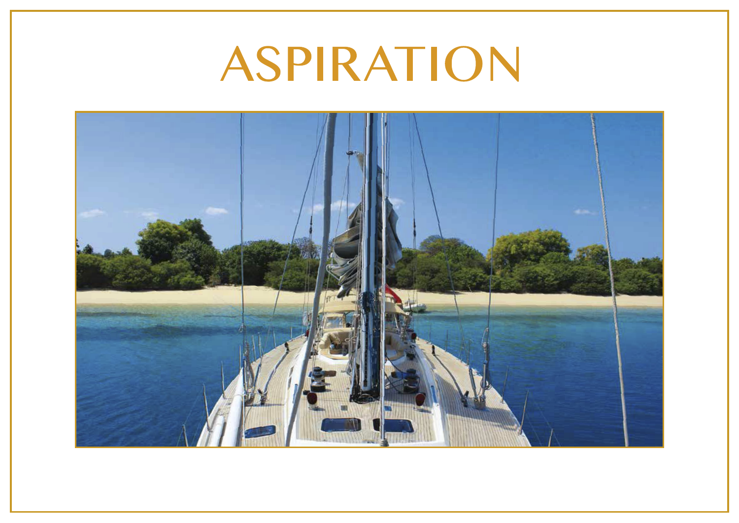# ASPIRATION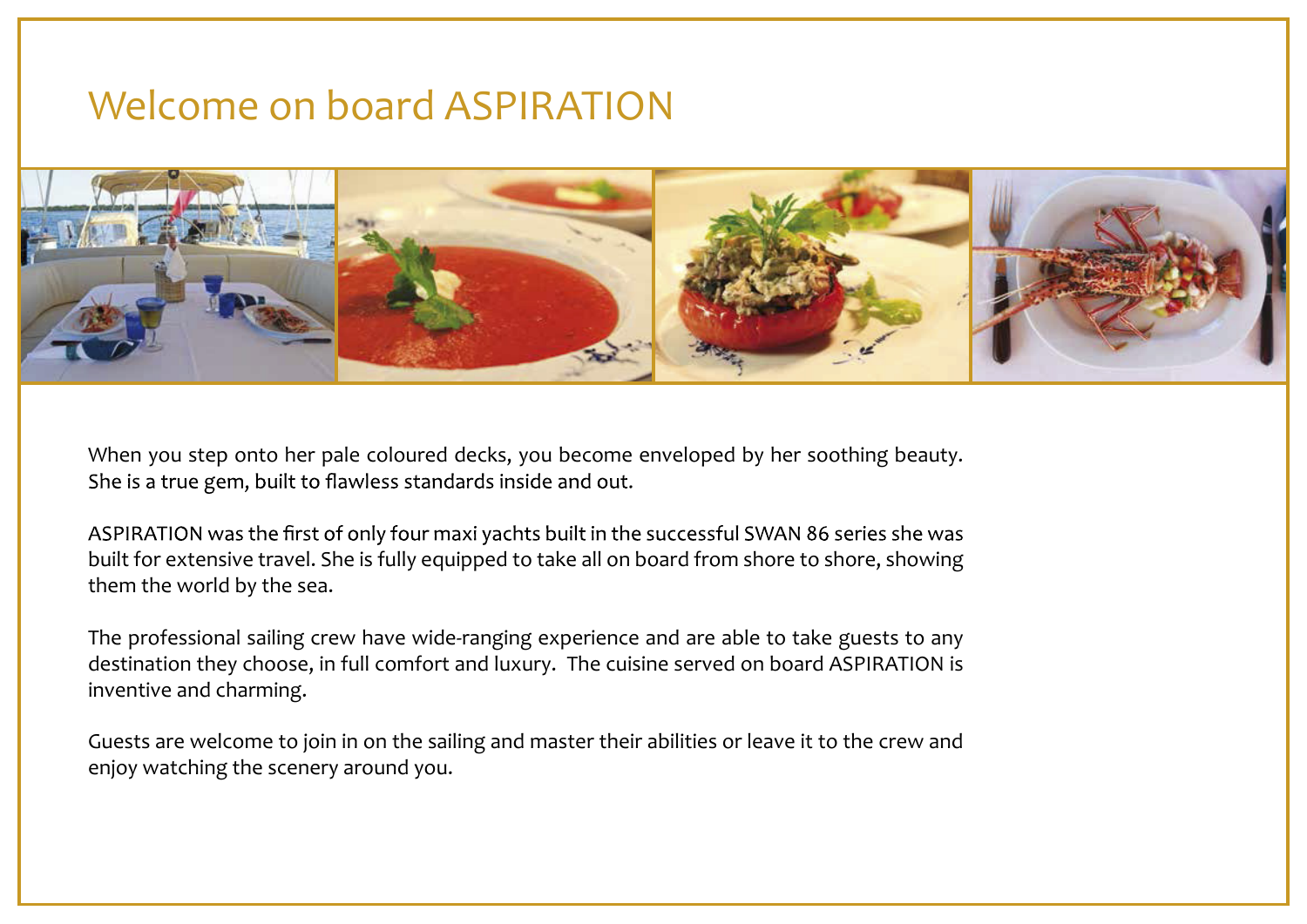# Welcome on board ASPIRATION

When you step onto her pale coloured decks, you become enveloped by her soothing beauty. She is a true gem, built to flawless standards inside and out.

ASPIRATION was the first of only four maxi yachts built in the successful SWAN 86 series she was built for extensive travel. She is fully equipped to take all on board from shore to shore, showing them the world by the sea.

The professional sailing crew have wide-ranging experience and are able to take guests to any destination they choose, in full comfort and luxury.  The cuisine served on board ASPIRATION is inventive and charming.

Guests are welcome to join in on the sailing and master their abilities or leave it to the crew and enjoy watching the scenery around you.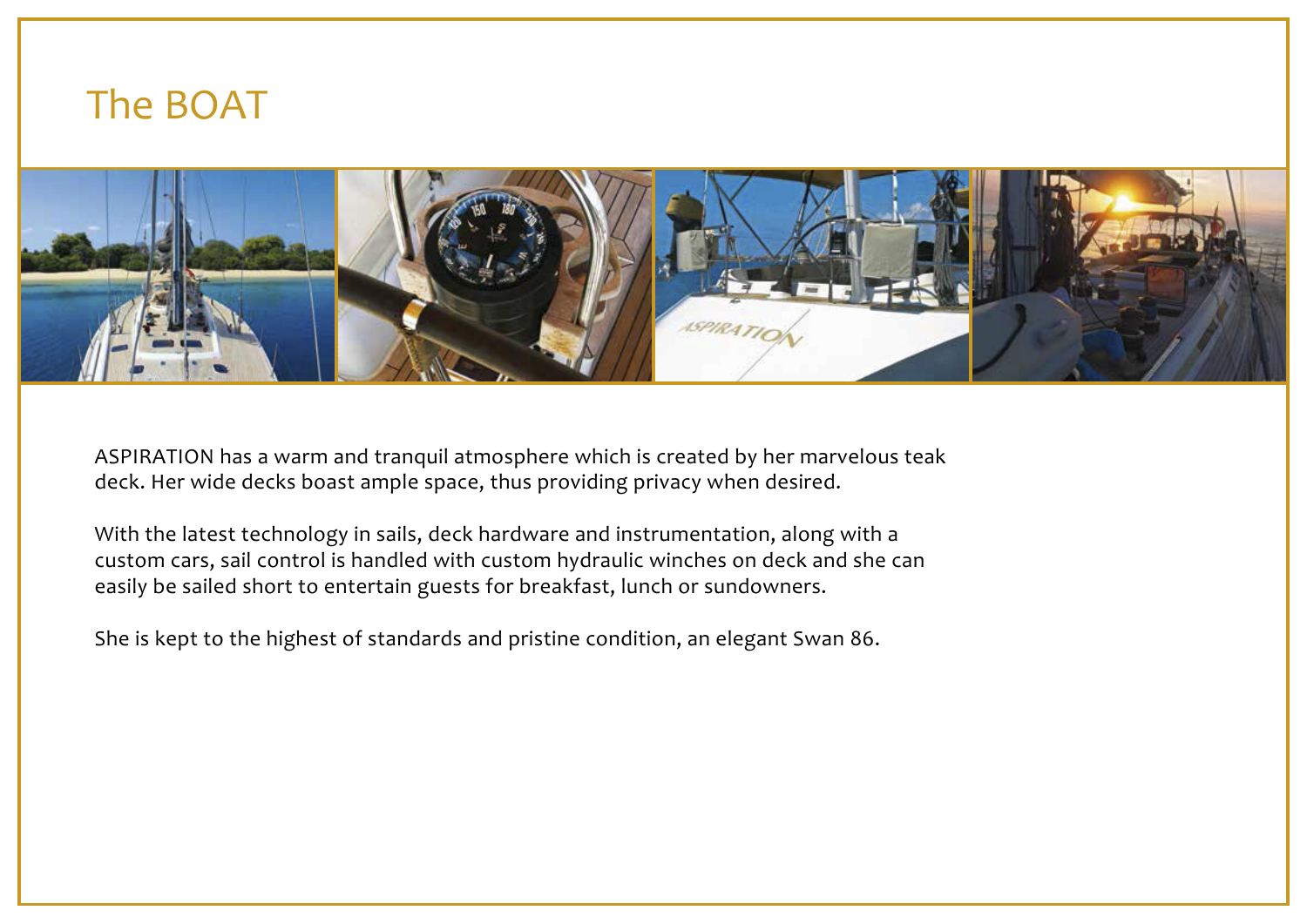# The BOAT

ASPIRATION has a warm and tranquil atmosphere which is created by her marvelous teak deck. Her wide decks boast ample space, thus providing privacy when desired.

With the latest technology in sails, deck hardware and instrumentation, along with a custom cars, sail control is handled with custom hydraulic winches on deck and she can easily be sailed short to entertain guests for breakfast, lunch or sundowners.

She is kept to the highest of standards and pristine condition, an elegant Swan 86.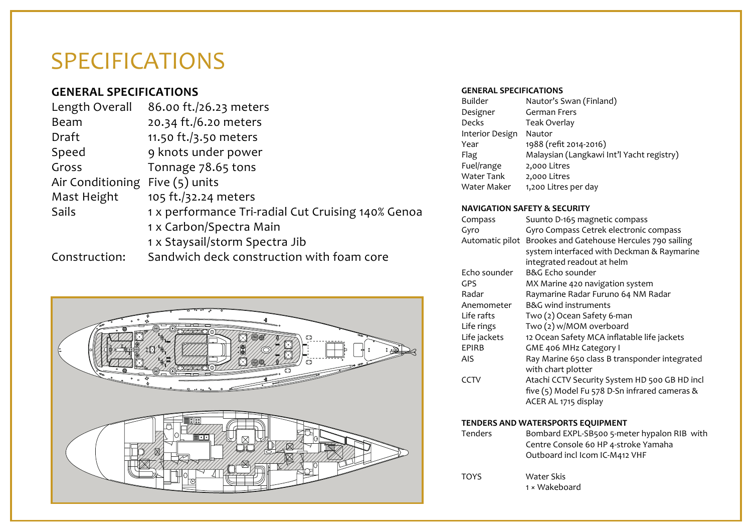# SPECIFICATIONS

## GENERAL SPECIFICATIONS

| | |
|---|---|
| Length Overall | 86.00 ft./26.23 meters |
| Beam | 20.34 ft./6.20 meters |
| Draft | 11.50 ft./3.50 meters |
| Speed | 9 knots under power |
| Gross | Tonnage 78.65 tons |
| Air Conditioning | Five (5) units |
| Mast Height | 105 ft./32.24 meters |
| Sails | 1 x performance Tri-radial Cut Cruising 140% Genoa |
| | 1 x Carbon/Spectra Main |
| | 1 x Staysail/storm Spectra Jib |
| Construction: | Sandwich deck construction with foam core |

### GENERAL SPECIFICATIONS

| | |
|---|---|
| Builder | Nautor's Swan (Finland) |
| Designer | German Frers |
| Decks | Teak Overlay |
| Interior Design | Nautor |
| Year | 1988 (refit 2014-2016) |
| Flag | Malaysian (Langkawi Int'l Yacht registry) |
| Fuel/range | 2,000 Litres |
| Water Tank | 2,000 Litres |
| Water Maker | 1,200 Litres per day |

### NAVIGATION SAFETY & SECURITY

| | |
|---|---|
| Compass | Suunto D-165 magnetic compass |
| Gyro | Gyro Compass Cetrek electronic compass |
| Automatic pilot | Brookes and Gatehouse Hercules 790 sailing system interfaced with Deckman & Raymarine integrated readout at helm |
| Echo sounder | B&G Echo sounder |
| GPS | MX Marine 420 navigation system |
| Radar | Raymarine Radar Furuno 64 NM Radar |
| Anemometer | B&G wind instruments |
| Life rafts | Two (2) Ocean Safety 6-man |
| Life rings | Two (2) w/MOM overboard |
| Life jackets | 12 Ocean Safety MCA inflatable life jackets |
| EPIRB | GME 406 MHz Category I |
| AIS | Ray Marine 650 class B transponder integrated with chart plotter |
| CCTV | Atachi CCTV Security System HD 500 GB HD incl five (5) Model Fu 578 D-Sn infrared cameras & ACER AL 1715 display |

### TENDERS AND WATERSPORTS EQUIPMENT

| | |
|---|---|
| Tenders | Bombard EXPL-SB500 5-meter hypalon RIB with Centre Console 60 HP 4-stroke Yamaha Outboard incl Icom IC-M412 VHF |
| TOYS | Water Skis |
| | 1 × Wakeboard |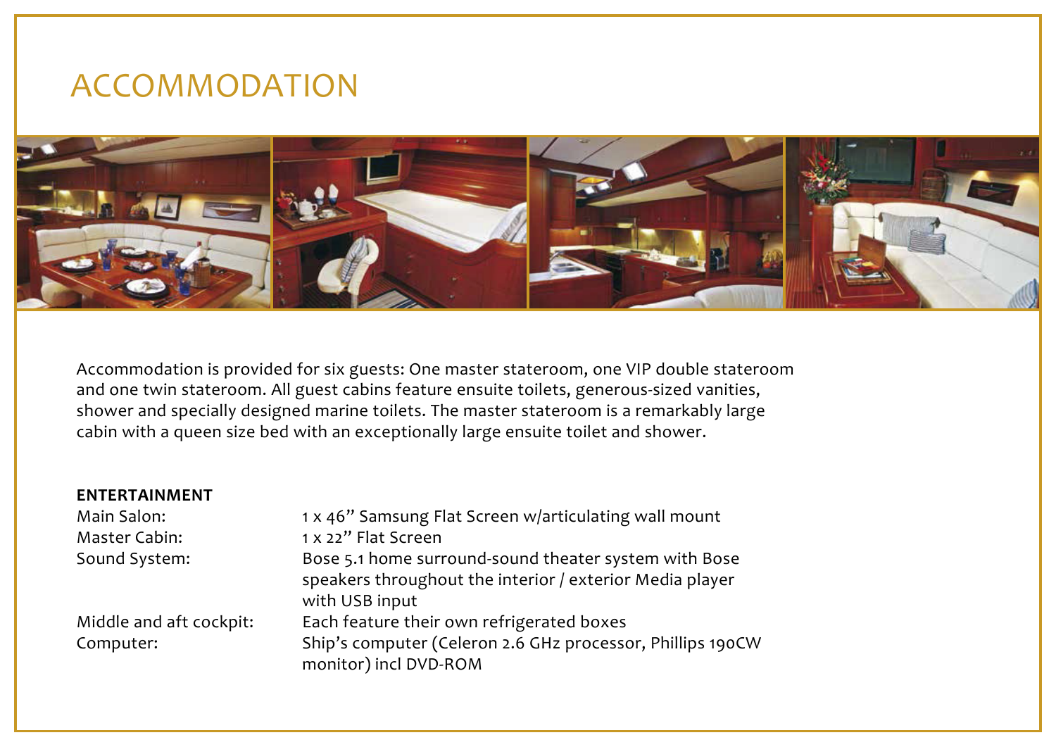# ACCOMMODATION

Accommodation is provided for six guests: One master stateroom, one VIP double stateroom and one twin stateroom. All guest cabins feature ensuite toilets, generous-sized vanities, shower and specially designed marine toilets. The master stateroom is a remarkably large cabin with a queen size bed with an exceptionally large ensuite toilet and shower.

**ENTERTAINMENT**

| | |
|---|---|
| Main Salon: | 1 x 46" Samsung Flat Screen w/articulating wall mount |
| Master Cabin: | 1 x 22" Flat Screen |
| Sound System: | Bose 5.1 home surround-sound theater system with Bose speakers throughout the interior / exterior Media player with USB input |
| Middle and aft cockpit: | Each feature their own refrigerated boxes |
| Computer: | Ship's computer (Celeron 2.6 GHz processor, Phillips 190CW monitor) incl DVD-ROM |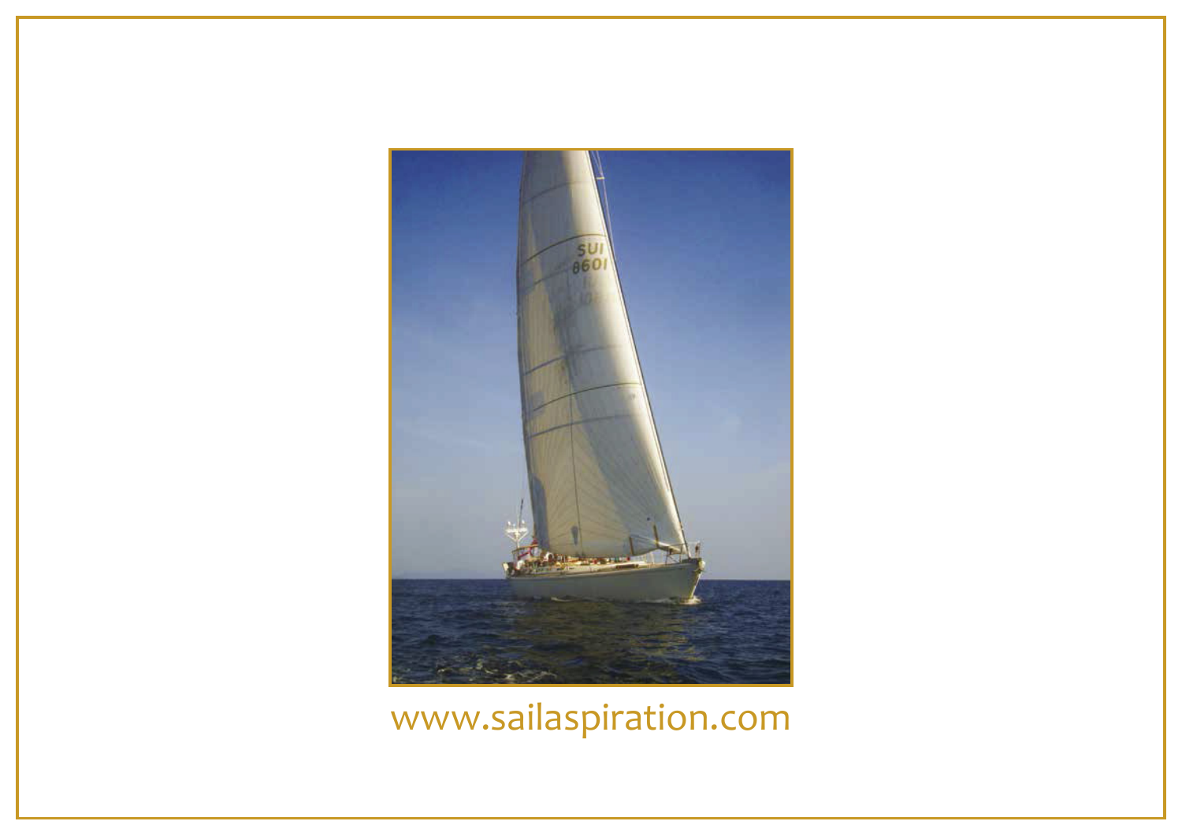www.sailaspiration.com